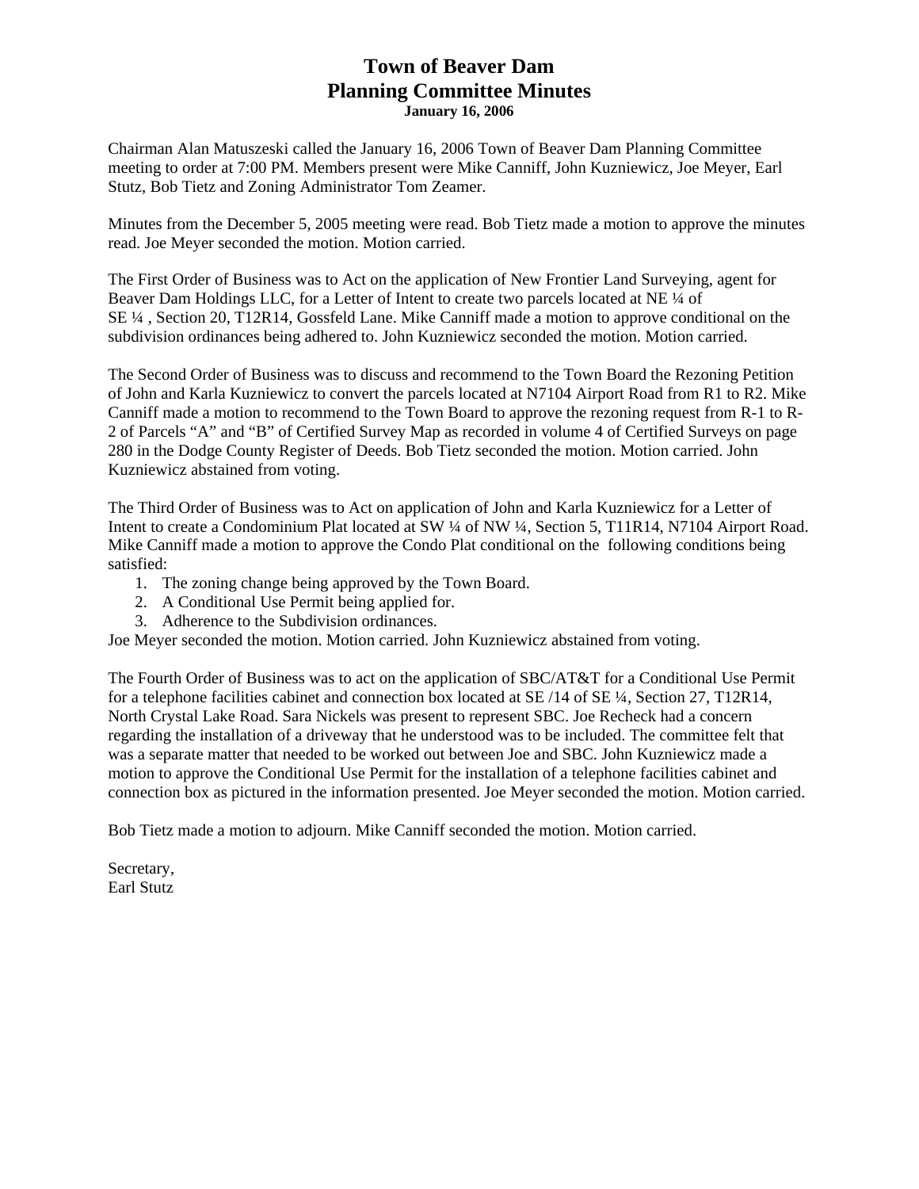# Town of Beaver Dam
# Planning Committee Minutes
**January 16, 2006**

Chairman Alan Matuszeski called the January 16, 2006 Town of Beaver Dam Planning Committee meeting to order at 7:00 PM. Members present were Mike Canniff, John Kuzniewicz, Joe Meyer, Earl Stutz, Bob Tietz and Zoning Administrator Tom Zeamer.

Minutes from the December 5, 2005 meeting were read. Bob Tietz made a motion to approve the minutes read. Joe Meyer seconded the motion. Motion carried.

The First Order of Business was to Act on the application of New Frontier Land Surveying, agent for Beaver Dam Holdings LLC, for a Letter of Intent to create two parcels located at NE ¼ of SE ¼ , Section 20, T12R14, Gossfeld Lane. Mike Canniff made a motion to approve conditional on the subdivision ordinances being adhered to. John Kuzniewicz seconded the motion. Motion carried.

The Second Order of Business was to discuss and recommend to the Town Board the Rezoning Petition of John and Karla Kuzniewicz to convert the parcels located at N7104 Airport Road from R1 to R2. Mike Canniff made a motion to recommend to the Town Board to approve the rezoning request from R-1 to R-2 of Parcels "A" and "B" of Certified Survey Map as recorded in volume 4 of Certified Surveys on page 280 in the Dodge County Register of Deeds. Bob Tietz seconded the motion. Motion carried. John Kuzniewicz abstained from voting.

The Third Order of Business was to Act on application of John and Karla Kuzniewicz for a Letter of Intent to create a Condominium Plat located at SW ¼ of NW ¼, Section 5, T11R14, N7104 Airport Road. Mike Canniff made a motion to approve the Condo Plat conditional on the following conditions being satisfied:

1. The zoning change being approved by the Town Board.
2. A Conditional Use Permit being applied for.
3. Adherence to the Subdivision ordinances.

Joe Meyer seconded the motion. Motion carried. John Kuzniewicz abstained from voting.

The Fourth Order of Business was to act on the application of SBC/AT&T for a Conditional Use Permit for a telephone facilities cabinet and connection box located at SE /14 of SE ¼, Section 27, T12R14, North Crystal Lake Road. Sara Nickels was present to represent SBC. Joe Recheck had a concern regarding the installation of a driveway that he understood was to be included. The committee felt that was a separate matter that needed to be worked out between Joe and SBC. John Kuzniewicz made a motion to approve the Conditional Use Permit for the installation of a telephone facilities cabinet and connection box as pictured in the information presented. Joe Meyer seconded the motion. Motion carried.

Bob Tietz made a motion to adjourn. Mike Canniff seconded the motion. Motion carried.

Secretary,
Earl Stutz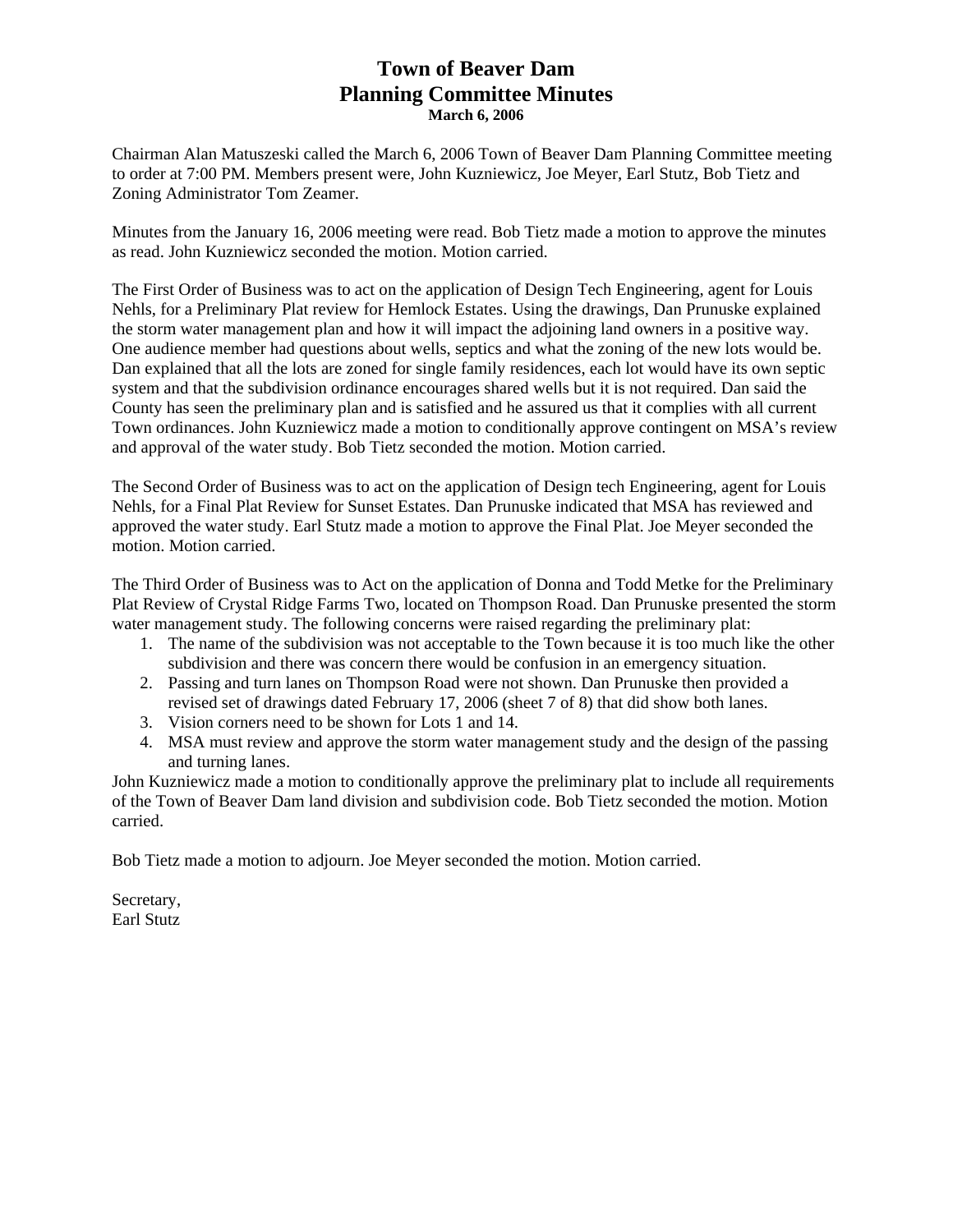# Town of Beaver Dam
# Planning Committee Minutes
**March 6, 2006**

Chairman Alan Matuszeski called the March 6, 2006 Town of Beaver Dam Planning Committee meeting to order at 7:00 PM. Members present were, John Kuzniewicz, Joe Meyer, Earl Stutz, Bob Tietz and Zoning Administrator Tom Zeamer.

Minutes from the January 16, 2006 meeting were read. Bob Tietz made a motion to approve the minutes as read. John Kuzniewicz seconded the motion. Motion carried.

The First Order of Business was to act on the application of Design Tech Engineering, agent for Louis Nehls, for a Preliminary Plat review for Hemlock Estates. Using the drawings, Dan Prunuske explained the storm water management plan and how it will impact the adjoining land owners in a positive way. One audience member had questions about wells, septics and what the zoning of the new lots would be. Dan explained that all the lots are zoned for single family residences, each lot would have its own septic system and that the subdivision ordinance encourages shared wells but it is not required. Dan said the County has seen the preliminary plan and is satisfied and he assured us that it complies with all current Town ordinances. John Kuzniewicz made a motion to conditionally approve contingent on MSA's review and approval of the water study. Bob Tietz seconded the motion. Motion carried.

The Second Order of Business was to act on the application of Design tech Engineering, agent for Louis Nehls, for a Final Plat Review for Sunset Estates. Dan Prunuske indicated that MSA has reviewed and approved the water study. Earl Stutz made a motion to approve the Final Plat. Joe Meyer seconded the motion. Motion carried.

The Third Order of Business was to Act on the application of Donna and Todd Metke for the Preliminary Plat Review of Crystal Ridge Farms Two, located on Thompson Road. Dan Prunuske presented the storm water management study. The following concerns were raised regarding the preliminary plat:

1. The name of the subdivision was not acceptable to the Town because it is too much like the other subdivision and there was concern there would be confusion in an emergency situation.
2. Passing and turn lanes on Thompson Road were not shown. Dan Prunuske then provided a revised set of drawings dated February 17, 2006 (sheet 7 of 8) that did show both lanes.
3. Vision corners need to be shown for Lots 1 and 14.
4. MSA must review and approve the storm water management study and the design of the passing and turning lanes.

John Kuzniewicz made a motion to conditionally approve the preliminary plat to include all requirements of the Town of Beaver Dam land division and subdivision code. Bob Tietz seconded the motion. Motion carried.

Bob Tietz made a motion to adjourn. Joe Meyer seconded the motion. Motion carried.

Secretary,
Earl Stutz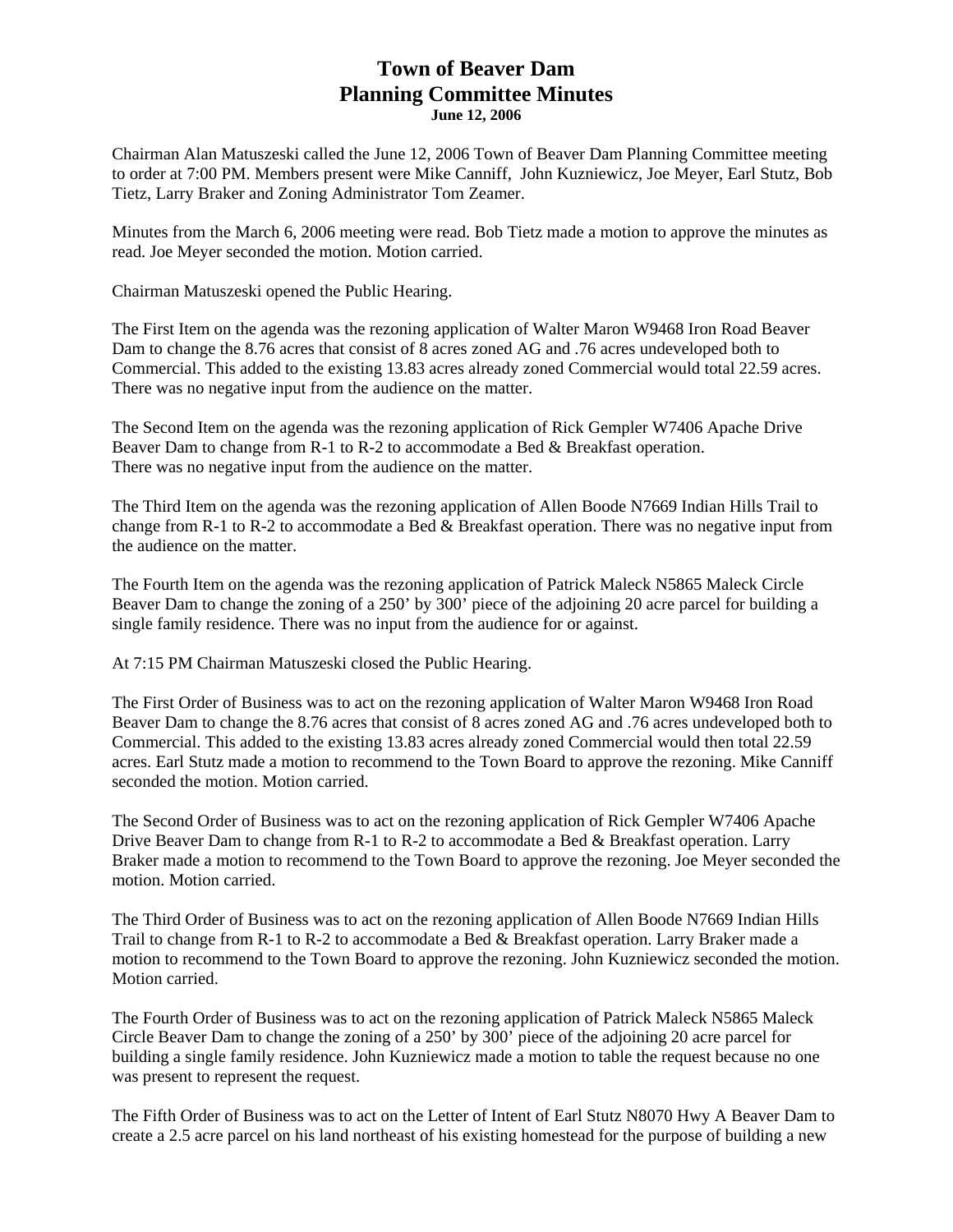# Town of Beaver Dam
# Planning Committee Minutes
**June 12, 2006**

Chairman Alan Matuszeski called the June 12, 2006 Town of Beaver Dam Planning Committee meeting to order at 7:00 PM. Members present were Mike Canniff, John Kuzniewicz, Joe Meyer, Earl Stutz, Bob Tietz, Larry Braker and Zoning Administrator Tom Zeamer.

Minutes from the March 6, 2006 meeting were read. Bob Tietz made a motion to approve the minutes as read. Joe Meyer seconded the motion. Motion carried.

Chairman Matuszeski opened the Public Hearing.

The First Item on the agenda was the rezoning application of Walter Maron W9468 Iron Road Beaver Dam to change the 8.76 acres that consist of 8 acres zoned AG and .76 acres undeveloped both to Commercial. This added to the existing 13.83 acres already zoned Commercial would total 22.59 acres. There was no negative input from the audience on the matter.

The Second Item on the agenda was the rezoning application of Rick Gempler W7406 Apache Drive Beaver Dam to change from R-1 to R-2 to accommodate a Bed & Breakfast operation. There was no negative input from the audience on the matter.

The Third Item on the agenda was the rezoning application of Allen Boode N7669 Indian Hills Trail to change from R-1 to R-2 to accommodate a Bed & Breakfast operation. There was no negative input from the audience on the matter.

The Fourth Item on the agenda was the rezoning application of Patrick Maleck N5865 Maleck Circle Beaver Dam to change the zoning of a 250' by 300' piece of the adjoining 20 acre parcel for building a single family residence. There was no input from the audience for or against.

At 7:15 PM Chairman Matuszeski closed the Public Hearing.

The First Order of Business was to act on the rezoning application of Walter Maron W9468 Iron Road Beaver Dam to change the 8.76 acres that consist of 8 acres zoned AG and .76 acres undeveloped both to Commercial. This added to the existing 13.83 acres already zoned Commercial would then total 22.59 acres. Earl Stutz made a motion to recommend to the Town Board to approve the rezoning. Mike Canniff seconded the motion. Motion carried.

The Second Order of Business was to act on the rezoning application of Rick Gempler W7406 Apache Drive Beaver Dam to change from R-1 to R-2 to accommodate a Bed & Breakfast operation. Larry Braker made a motion to recommend to the Town Board to approve the rezoning. Joe Meyer seconded the motion. Motion carried.

The Third Order of Business was to act on the rezoning application of Allen Boode N7669 Indian Hills Trail to change from R-1 to R-2 to accommodate a Bed & Breakfast operation. Larry Braker made a motion to recommend to the Town Board to approve the rezoning. John Kuzniewicz seconded the motion. Motion carried.

The Fourth Order of Business was to act on the rezoning application of Patrick Maleck N5865 Maleck Circle Beaver Dam to change the zoning of a 250' by 300' piece of the adjoining 20 acre parcel for building a single family residence. John Kuzniewicz made a motion to table the request because no one was present to represent the request.

The Fifth Order of Business was to act on the Letter of Intent of Earl Stutz N8070 Hwy A Beaver Dam to create a 2.5 acre parcel on his land northeast of his existing homestead for the purpose of building a new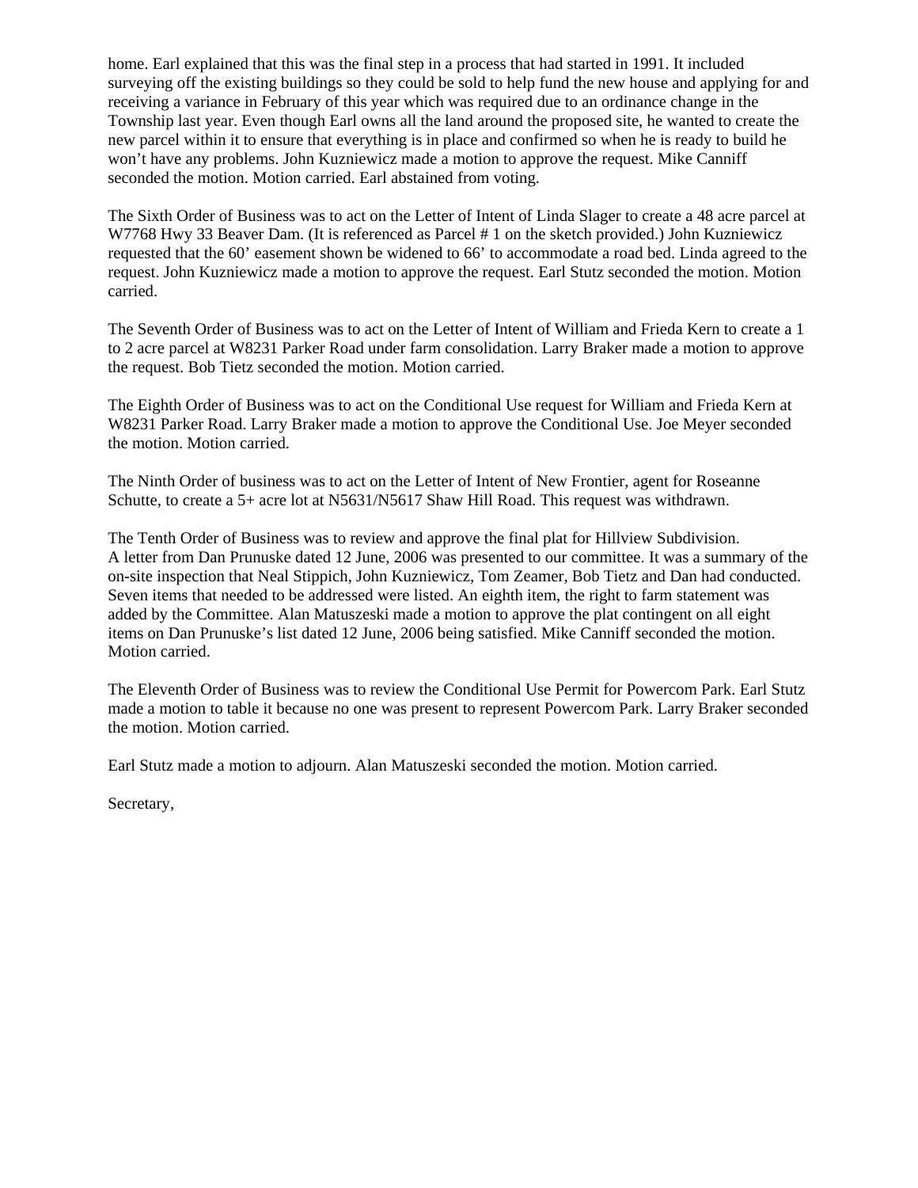home. Earl explained that this was the final step in a process that had started in 1991. It included surveying off the existing buildings so they could be sold to help fund the new house and applying for and receiving a variance in February of this year which was required due to an ordinance change in the Township last year. Even though Earl owns all the land around the proposed site, he wanted to create the new parcel within it to ensure that everything is in place and confirmed so when he is ready to build he won't have any problems. John Kuzniewicz made a motion to approve the request. Mike Canniff seconded the motion. Motion carried. Earl abstained from voting.

The Sixth Order of Business was to act on the Letter of Intent of Linda Slager to create a 48 acre parcel at W7768 Hwy 33 Beaver Dam. (It is referenced as Parcel # 1 on the sketch provided.) John Kuzniewicz requested that the 60' easement shown be widened to 66' to accommodate a road bed. Linda agreed to the request. John Kuzniewicz made a motion to approve the request. Earl Stutz seconded the motion. Motion carried.

The Seventh Order of Business was to act on the Letter of Intent of William and Frieda Kern to create a 1 to 2 acre parcel at W8231 Parker Road under farm consolidation. Larry Braker made a motion to approve the request. Bob Tietz seconded the motion. Motion carried.

The Eighth Order of Business was to act on the Conditional Use request for William and Frieda Kern at W8231 Parker Road. Larry Braker made a motion to approve the Conditional Use. Joe Meyer seconded the motion. Motion carried.

The Ninth Order of business was to act on the Letter of Intent of New Frontier, agent for Roseanne Schutte, to create a 5+ acre lot at N5631/N5617 Shaw Hill Road. This request was withdrawn.

The Tenth Order of Business was to review and approve the final plat for Hillview Subdivision.
A letter from Dan Prunuske dated 12 June, 2006 was presented to our committee. It was a summary of the on-site inspection that Neal Stippich, John Kuzniewicz, Tom Zeamer, Bob Tietz and Dan had conducted. Seven items that needed to be addressed were listed. An eighth item, the right to farm statement was added by the Committee. Alan Matuszeski made a motion to approve the plat contingent on all eight items on Dan Prunuske's list dated 12 June, 2006 being satisfied. Mike Canniff seconded the motion. Motion carried.

The Eleventh Order of Business was to review the Conditional Use Permit for Powercom Park. Earl Stutz made a motion to table it because no one was present to represent Powercom Park. Larry Braker seconded the motion. Motion carried.

Earl Stutz made a motion to adjourn. Alan Matuszeski seconded the motion. Motion carried.

Secretary,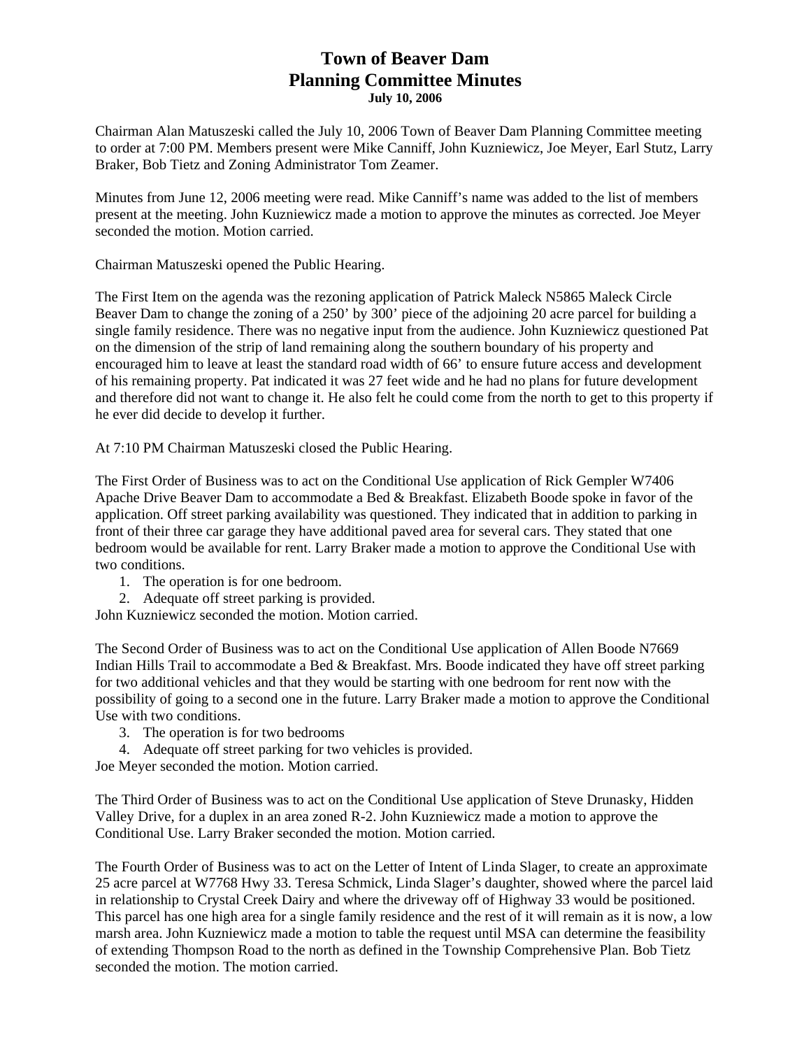# Town of Beaver Dam
# Planning Committee Minutes
**July 10, 2006**

Chairman Alan Matuszeski called the July 10, 2006 Town of Beaver Dam Planning Committee meeting to order at 7:00 PM. Members present were Mike Canniff, John Kuzniewicz, Joe Meyer, Earl Stutz, Larry Braker, Bob Tietz and Zoning Administrator Tom Zeamer.

Minutes from June 12, 2006 meeting were read. Mike Canniff's name was added to the list of members present at the meeting. John Kuzniewicz made a motion to approve the minutes as corrected. Joe Meyer seconded the motion. Motion carried.

Chairman Matuszeski opened the Public Hearing.

The First Item on the agenda was the rezoning application of Patrick Maleck N5865 Maleck Circle Beaver Dam to change the zoning of a 250' by 300' piece of the adjoining 20 acre parcel for building a single family residence. There was no negative input from the audience. John Kuzniewicz questioned Pat on the dimension of the strip of land remaining along the southern boundary of his property and encouraged him to leave at least the standard road width of 66' to ensure future access and development of his remaining property. Pat indicated it was 27 feet wide and he had no plans for future development and therefore did not want to change it. He also felt he could come from the north to get to this property if he ever did decide to develop it further.

At 7:10 PM Chairman Matuszeski closed the Public Hearing.

The First Order of Business was to act on the Conditional Use application of Rick Gempler W7406 Apache Drive Beaver Dam to accommodate a Bed & Breakfast. Elizabeth Boode spoke in favor of the application. Off street parking availability was questioned. They indicated that in addition to parking in front of their three car garage they have additional paved area for several cars. They stated that one bedroom would be available for rent. Larry Braker made a motion to approve the Conditional Use with two conditions.

1. The operation is for one bedroom.
2. Adequate off street parking is provided.

John Kuzniewicz seconded the motion. Motion carried.

The Second Order of Business was to act on the Conditional Use application of Allen Boode N7669 Indian Hills Trail to accommodate a Bed & Breakfast. Mrs. Boode indicated they have off street parking for two additional vehicles and that they would be starting with one bedroom for rent now with the possibility of going to a second one in the future. Larry Braker made a motion to approve the Conditional Use with two conditions.

3. The operation is for two bedrooms
4. Adequate off street parking for two vehicles is provided.

Joe Meyer seconded the motion. Motion carried.

The Third Order of Business was to act on the Conditional Use application of Steve Drunasky, Hidden Valley Drive, for a duplex in an area zoned R-2. John Kuzniewicz made a motion to approve the Conditional Use. Larry Braker seconded the motion. Motion carried.

The Fourth Order of Business was to act on the Letter of Intent of Linda Slager, to create an approximate 25 acre parcel at W7768 Hwy 33. Teresa Schmick, Linda Slager's daughter, showed where the parcel laid in relationship to Crystal Creek Dairy and where the driveway off of Highway 33 would be positioned. This parcel has one high area for a single family residence and the rest of it will remain as it is now, a low marsh area. John Kuzniewicz made a motion to table the request until MSA can determine the feasibility of extending Thompson Road to the north as defined in the Township Comprehensive Plan. Bob Tietz seconded the motion. The motion carried.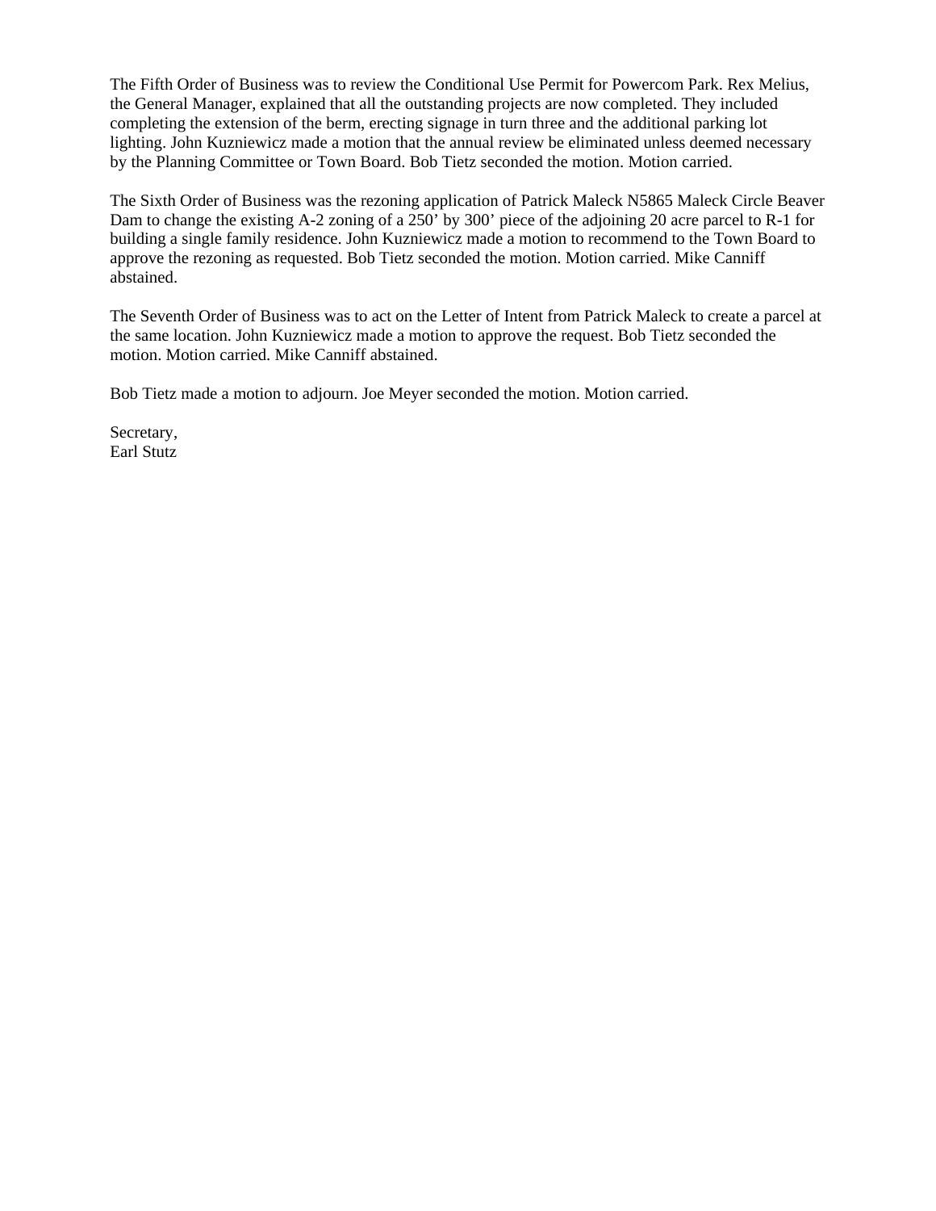The Fifth Order of Business was to review the Conditional Use Permit for Powercom Park. Rex Melius, the General Manager, explained that all the outstanding projects are now completed. They included completing the extension of the berm, erecting signage in turn three and the additional parking lot lighting. John Kuzniewicz made a motion that the annual review be eliminated unless deemed necessary by the Planning Committee or Town Board. Bob Tietz seconded the motion. Motion carried.

The Sixth Order of Business was the rezoning application of Patrick Maleck N5865 Maleck Circle Beaver Dam to change the existing A-2 zoning of a 250' by 300' piece of the adjoining 20 acre parcel to R-1 for building a single family residence. John Kuzniewicz made a motion to recommend to the Town Board to approve the rezoning as requested. Bob Tietz seconded the motion. Motion carried. Mike Canniff abstained.

The Seventh Order of Business was to act on the Letter of Intent from Patrick Maleck to create a parcel at the same location. John Kuzniewicz made a motion to approve the request. Bob Tietz seconded the motion. Motion carried. Mike Canniff abstained.

Bob Tietz made a motion to adjourn. Joe Meyer seconded the motion. Motion carried.

Secretary,
Earl Stutz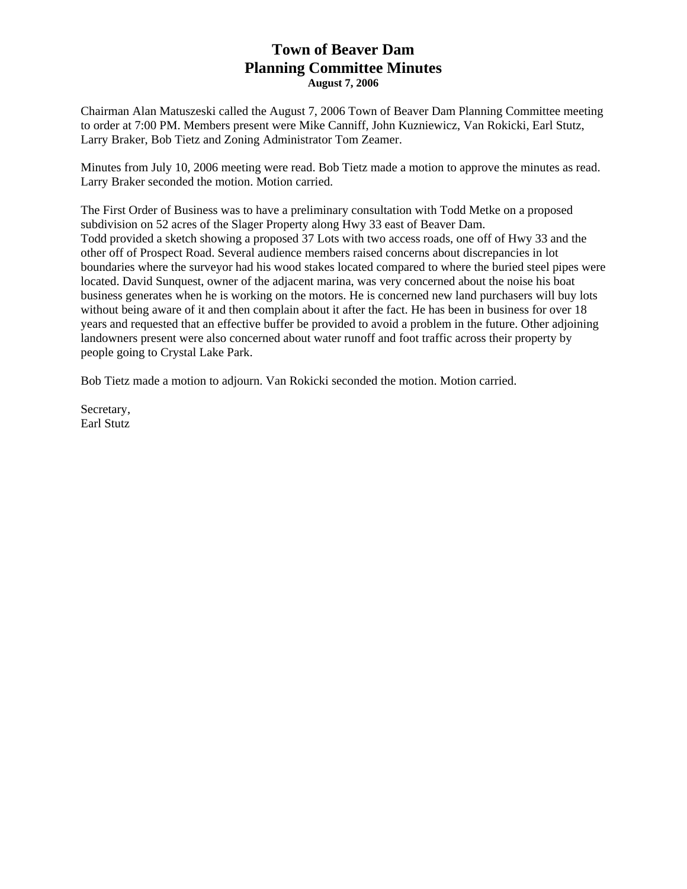# Town of Beaver Dam
# Planning Committee Minutes
**August 7, 2006**

Chairman Alan Matuszeski called the August 7, 2006 Town of Beaver Dam Planning Committee meeting to order at 7:00 PM. Members present were Mike Canniff, John Kuzniewicz, Van Rokicki, Earl Stutz, Larry Braker, Bob Tietz and Zoning Administrator Tom Zeamer.

Minutes from July 10, 2006 meeting were read. Bob Tietz made a motion to approve the minutes as read. Larry Braker seconded the motion. Motion carried.

The First Order of Business was to have a preliminary consultation with Todd Metke on a proposed subdivision on 52 acres of the Slager Property along Hwy 33 east of Beaver Dam.
Todd provided a sketch showing a proposed 37 Lots with two access roads, one off of Hwy 33 and the other off of Prospect Road. Several audience members raised concerns about discrepancies in lot boundaries where the surveyor had his wood stakes located compared to where the buried steel pipes were located. David Sunquest, owner of the adjacent marina, was very concerned about the noise his boat business generates when he is working on the motors. He is concerned new land purchasers will buy lots without being aware of it and then complain about it after the fact. He has been in business for over 18 years and requested that an effective buffer be provided to avoid a problem in the future. Other adjoining landowners present were also concerned about water runoff and foot traffic across their property by people going to Crystal Lake Park.

Bob Tietz made a motion to adjourn. Van Rokicki seconded the motion. Motion carried.

Secretary,
Earl Stutz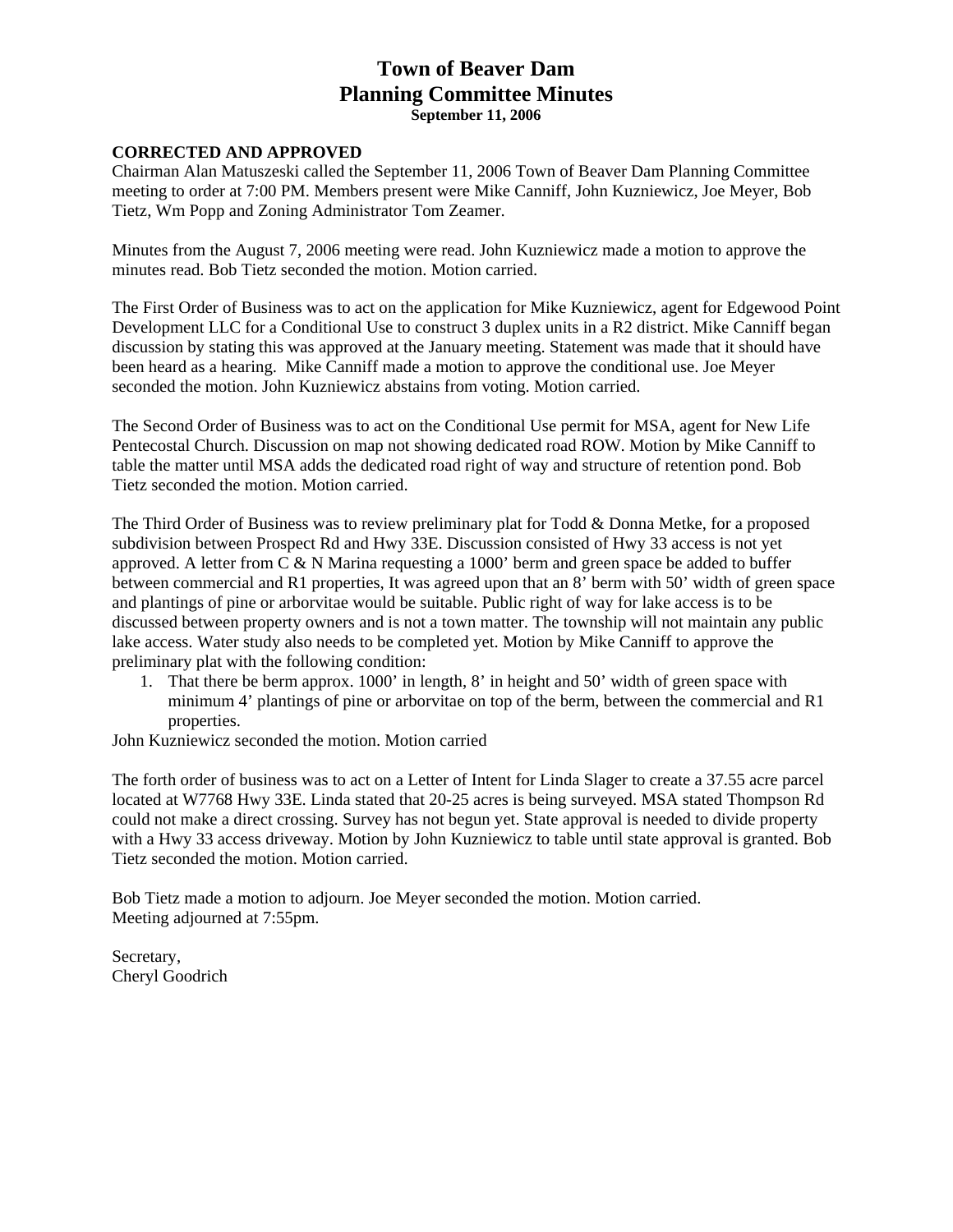# Town of Beaver Dam
# Planning Committee Minutes
**September 11, 2006**

**CORRECTED AND APPROVED**

Chairman Alan Matuszeski called the September 11, 2006 Town of Beaver Dam Planning Committee meeting to order at 7:00 PM. Members present were Mike Canniff, John Kuzniewicz, Joe Meyer, Bob Tietz, Wm Popp and Zoning Administrator Tom Zeamer.

Minutes from the August 7, 2006 meeting were read. John Kuzniewicz made a motion to approve the minutes read. Bob Tietz seconded the motion. Motion carried.

The First Order of Business was to act on the application for Mike Kuzniewicz, agent for Edgewood Point Development LLC for a Conditional Use to construct 3 duplex units in a R2 district. Mike Canniff began discussion by stating this was approved at the January meeting. Statement was made that it should have been heard as a hearing. Mike Canniff made a motion to approve the conditional use. Joe Meyer seconded the motion. John Kuzniewicz abstains from voting. Motion carried.

The Second Order of Business was to act on the Conditional Use permit for MSA, agent for New Life Pentecostal Church. Discussion on map not showing dedicated road ROW. Motion by Mike Canniff to table the matter until MSA adds the dedicated road right of way and structure of retention pond. Bob Tietz seconded the motion. Motion carried.

The Third Order of Business was to review preliminary plat for Todd & Donna Metke, for a proposed subdivision between Prospect Rd and Hwy 33E. Discussion consisted of Hwy 33 access is not yet approved. A letter from C & N Marina requesting a 1000' berm and green space be added to buffer between commercial and R1 properties, It was agreed upon that an 8' berm with 50' width of green space and plantings of pine or arborvitae would be suitable. Public right of way for lake access is to be discussed between property owners and is not a town matter. The township will not maintain any public lake access. Water study also needs to be completed yet. Motion by Mike Canniff to approve the preliminary plat with the following condition:

1. That there be berm approx. 1000' in length, 8' in height and 50' width of green space with minimum 4' plantings of pine or arborvitae on top of the berm, between the commercial and R1 properties.

John Kuzniewicz seconded the motion. Motion carried

The forth order of business was to act on a Letter of Intent for Linda Slager to create a 37.55 acre parcel located at W7768 Hwy 33E. Linda stated that 20-25 acres is being surveyed. MSA stated Thompson Rd could not make a direct crossing. Survey has not begun yet. State approval is needed to divide property with a Hwy 33 access driveway. Motion by John Kuzniewicz to table until state approval is granted. Bob Tietz seconded the motion. Motion carried.

Bob Tietz made a motion to adjourn. Joe Meyer seconded the motion. Motion carried.
Meeting adjourned at 7:55pm.

Secretary,
Cheryl Goodrich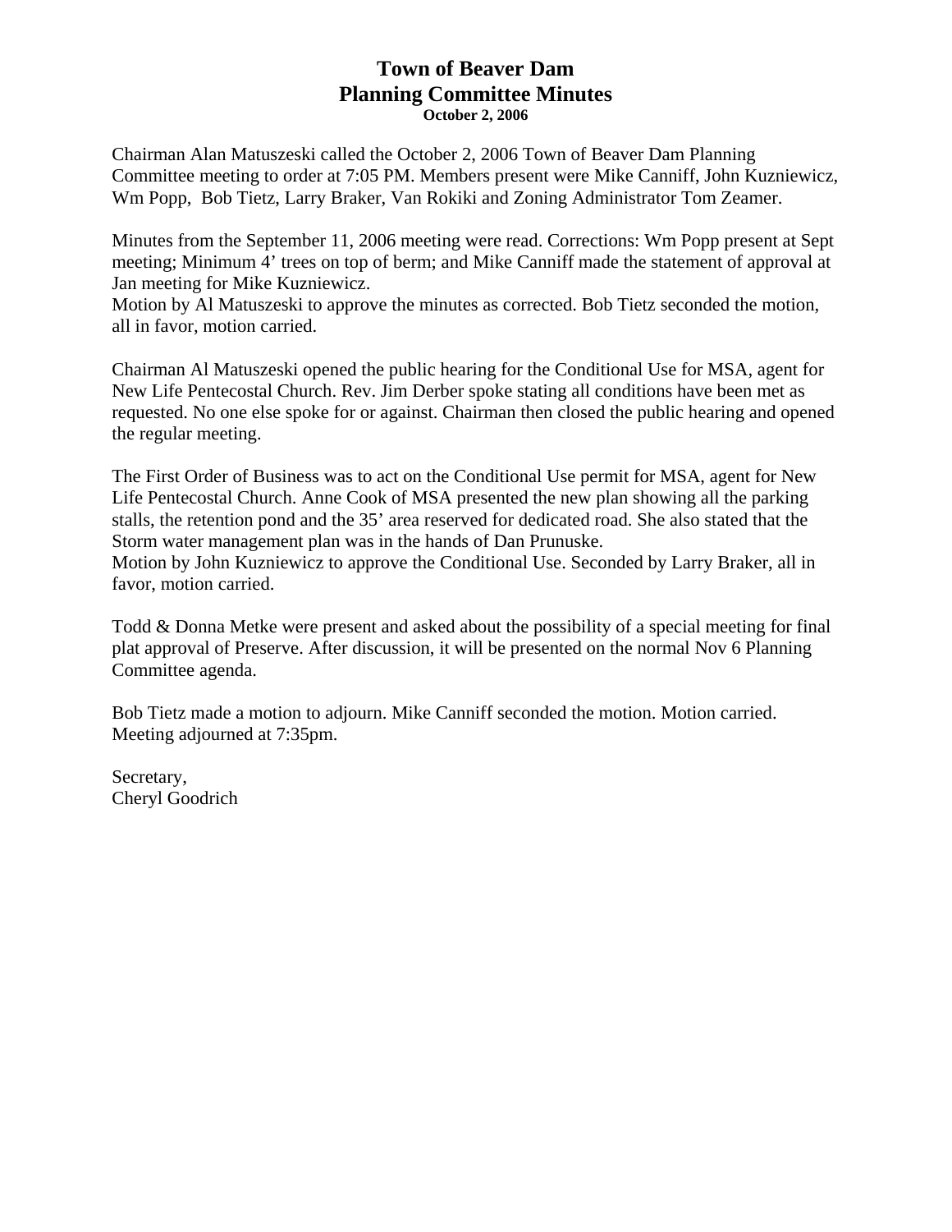# Town of Beaver Dam
## Planning Committee Minutes
**October 2, 2006**

Chairman Alan Matuszeski called the October 2, 2006 Town of Beaver Dam Planning Committee meeting to order at 7:05 PM. Members present were Mike Canniff, John Kuzniewicz, Wm Popp, Bob Tietz, Larry Braker, Van Rokiki and Zoning Administrator Tom Zeamer.

Minutes from the September 11, 2006 meeting were read. Corrections: Wm Popp present at Sept meeting; Minimum 4' trees on top of berm; and Mike Canniff made the statement of approval at Jan meeting for Mike Kuzniewicz.
Motion by Al Matuszeski to approve the minutes as corrected. Bob Tietz seconded the motion, all in favor, motion carried.

Chairman Al Matuszeski opened the public hearing for the Conditional Use for MSA, agent for New Life Pentecostal Church. Rev. Jim Derber spoke stating all conditions have been met as requested. No one else spoke for or against. Chairman then closed the public hearing and opened the regular meeting.

The First Order of Business was to act on the Conditional Use permit for MSA, agent for New Life Pentecostal Church. Anne Cook of MSA presented the new plan showing all the parking stalls, the retention pond and the 35' area reserved for dedicated road. She also stated that the Storm water management plan was in the hands of Dan Prunuske.
Motion by John Kuzniewicz to approve the Conditional Use. Seconded by Larry Braker, all in favor, motion carried.

Todd & Donna Metke were present and asked about the possibility of a special meeting for final plat approval of Preserve. After discussion, it will be presented on the normal Nov 6 Planning Committee agenda.

Bob Tietz made a motion to adjourn. Mike Canniff seconded the motion. Motion carried. Meeting adjourned at 7:35pm.

Secretary,
Cheryl Goodrich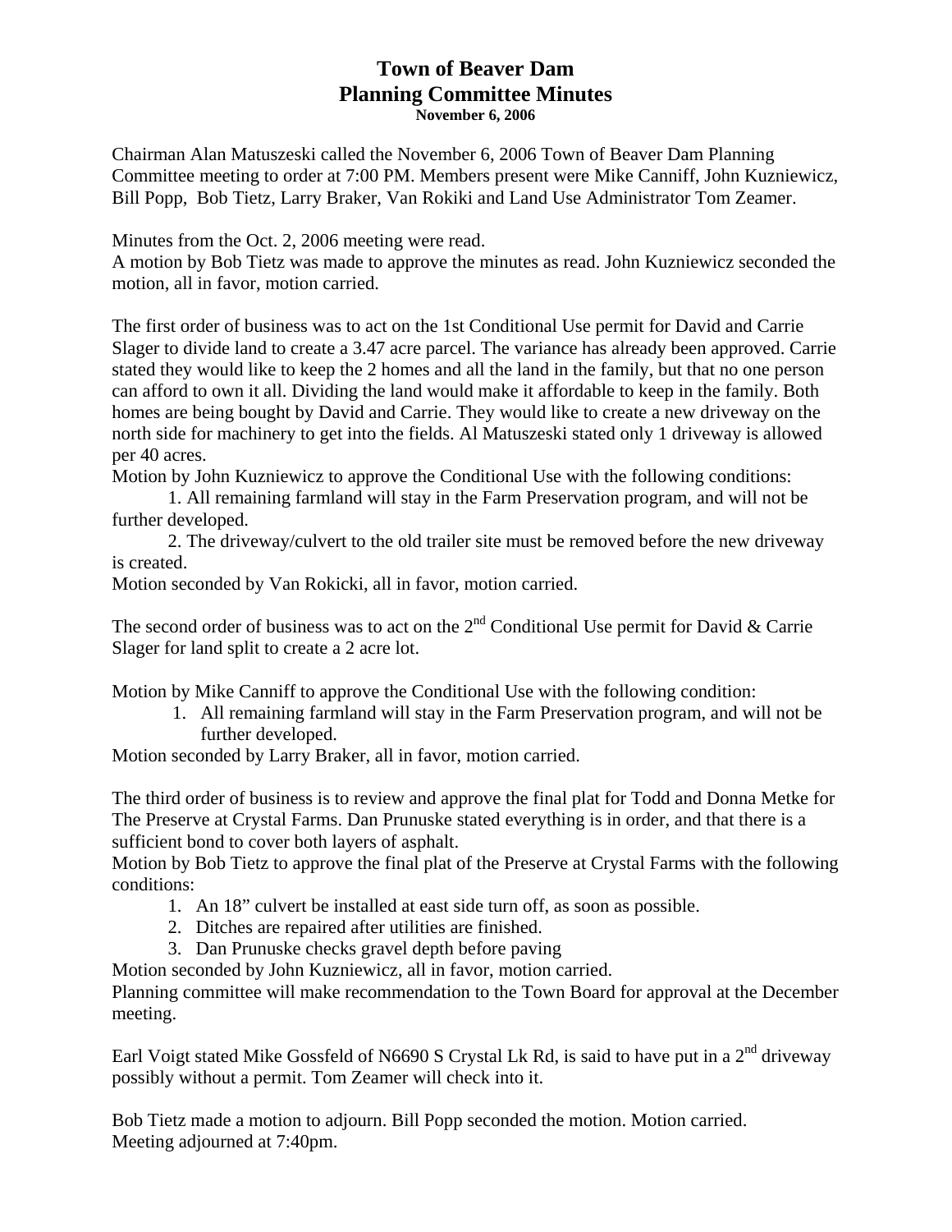# Town of Beaver Dam
# Planning Committee Minutes
**November 6, 2006**

Chairman Alan Matuszeski called the November 6, 2006 Town of Beaver Dam Planning Committee meeting to order at 7:00 PM. Members present were Mike Canniff, John Kuzniewicz, Bill Popp, Bob Tietz, Larry Braker, Van Rokiki and Land Use Administrator Tom Zeamer.

Minutes from the Oct. 2, 2006 meeting were read.
A motion by Bob Tietz was made to approve the minutes as read. John Kuzniewicz seconded the motion, all in favor, motion carried.

The first order of business was to act on the 1st Conditional Use permit for David and Carrie Slager to divide land to create a 3.47 acre parcel. The variance has already been approved. Carrie stated they would like to keep the 2 homes and all the land in the family, but that no one person can afford to own it all. Dividing the land would make it affordable to keep in the family. Both homes are being bought by David and Carrie. They would like to create a new driveway on the north side for machinery to get into the fields. Al Matuszeski stated only 1 driveway is allowed per 40 acres.
Motion by John Kuzniewicz to approve the Conditional Use with the following conditions:

1. All remaining farmland will stay in the Farm Preservation program, and will not be further developed.
2. The driveway/culvert to the old trailer site must be removed before the new driveway is created.

Motion seconded by Van Rokicki, all in favor, motion carried.

The second order of business was to act on the 2nd Conditional Use permit for David & Carrie Slager for land split to create a 2 acre lot.

Motion by Mike Canniff to approve the Conditional Use with the following condition:

1. All remaining farmland will stay in the Farm Preservation program, and will not be further developed.

Motion seconded by Larry Braker, all in favor, motion carried.

The third order of business is to review and approve the final plat for Todd and Donna Metke for The Preserve at Crystal Farms. Dan Prunuske stated everything is in order, and that there is a sufficient bond to cover both layers of asphalt.
Motion by Bob Tietz to approve the final plat of the Preserve at Crystal Farms with the following conditions:

1. An 18" culvert be installed at east side turn off, as soon as possible.
2. Ditches are repaired after utilities are finished.
3. Dan Prunuske checks gravel depth before paving

Motion seconded by John Kuzniewicz, all in favor, motion carried.
Planning committee will make recommendation to the Town Board for approval at the December meeting.

Earl Voigt stated Mike Gossfeld of N6690 S Crystal Lk Rd, is said to have put in a 2nd driveway possibly without a permit. Tom Zeamer will check into it.

Bob Tietz made a motion to adjourn. Bill Popp seconded the motion. Motion carried.
Meeting adjourned at 7:40pm.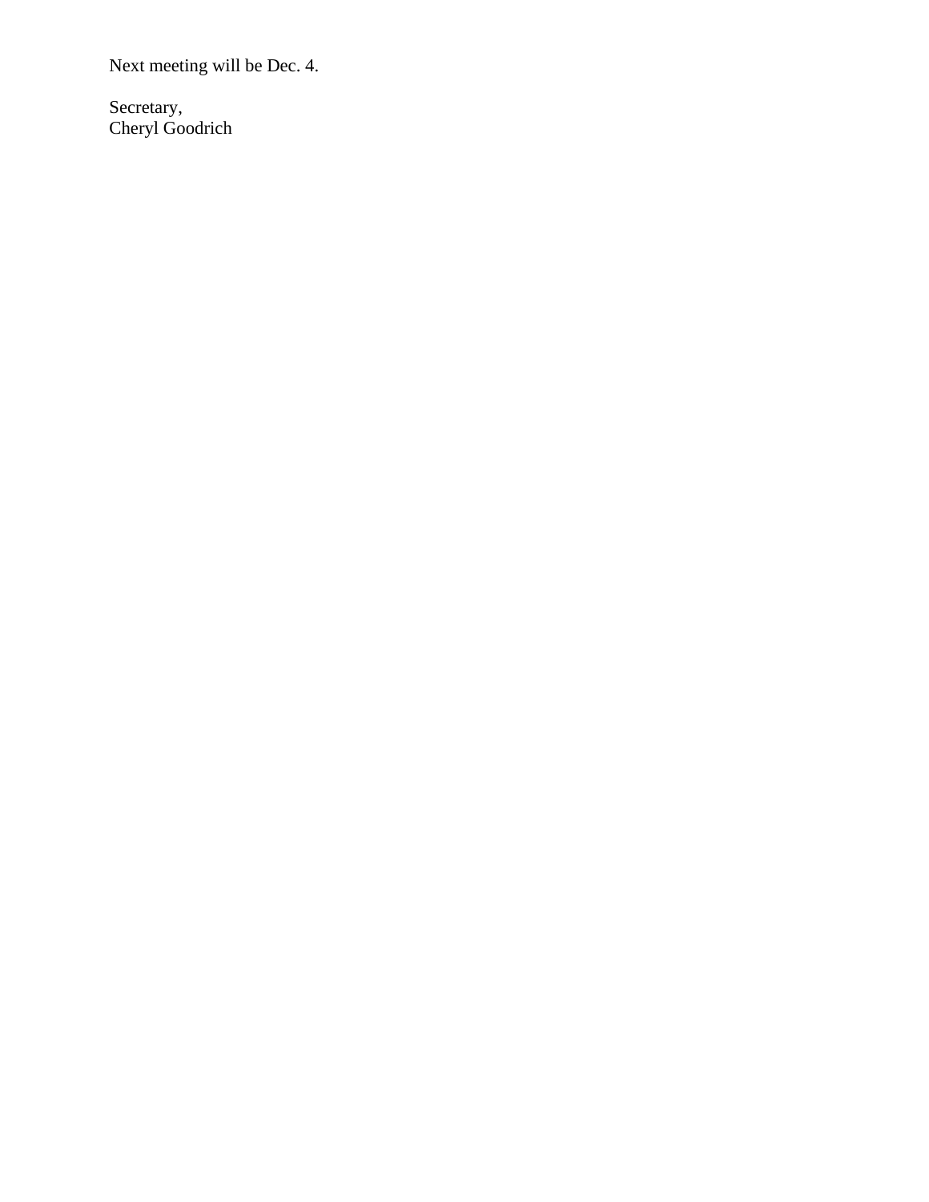Next meeting will be Dec. 4.

Secretary,
Cheryl Goodrich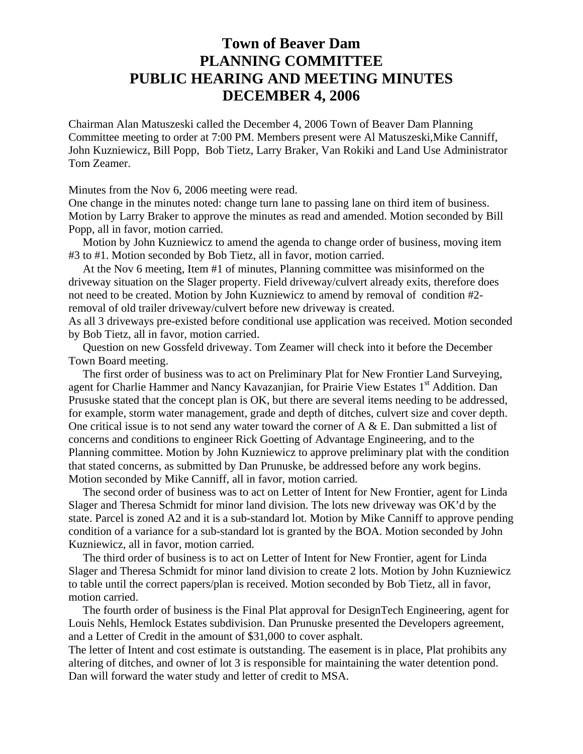# Town of Beaver Dam
# PLANNING COMMITTEE
# PUBLIC HEARING AND MEETING MINUTES
# DECEMBER 4, 2006

Chairman Alan Matuszeski called the December 4, 2006 Town of Beaver Dam Planning Committee meeting to order at 7:00 PM. Members present were Al Matuszeski,Mike Canniff, John Kuzniewicz, Bill Popp, Bob Tietz, Larry Braker, Van Rokiki and Land Use Administrator Tom Zeamer.

Minutes from the Nov 6, 2006 meeting were read.
One change in the minutes noted: change turn lane to passing lane on third item of business. Motion by Larry Braker to approve the minutes as read and amended. Motion seconded by Bill Popp, all in favor, motion carried.

Motion by John Kuzniewicz to amend the agenda to change order of business, moving item #3 to #1. Motion seconded by Bob Tietz, all in favor, motion carried.

At the Nov 6 meeting, Item #1 of minutes, Planning committee was misinformed on the driveway situation on the Slager property. Field driveway/culvert already exits, therefore does not need to be created. Motion by John Kuzniewicz to amend by removal of condition #2- removal of old trailer driveway/culvert before new driveway is created.
As all 3 driveways pre-existed before conditional use application was received. Motion seconded by Bob Tietz, all in favor, motion carried.

Question on new Gossfeld driveway. Tom Zeamer will check into it before the December Town Board meeting.

The first order of business was to act on Preliminary Plat for New Frontier Land Surveying, agent for Charlie Hammer and Nancy Kavazanjian, for Prairie View Estates 1st Addition. Dan Prususke stated that the concept plan is OK, but there are several items needing to be addressed, for example, storm water management, grade and depth of ditches, culvert size and cover depth. One critical issue is to not send any water toward the corner of A & E. Dan submitted a list of concerns and conditions to engineer Rick Goetting of Advantage Engineering, and to the Planning committee. Motion by John Kuzniewicz to approve preliminary plat with the condition that stated concerns, as submitted by Dan Prunuske, be addressed before any work begins. Motion seconded by Mike Canniff, all in favor, motion carried.

The second order of business was to act on Letter of Intent for New Frontier, agent for Linda Slager and Theresa Schmidt for minor land division. The lots new driveway was OK'd by the state. Parcel is zoned A2 and it is a sub-standard lot. Motion by Mike Canniff to approve pending condition of a variance for a sub-standard lot is granted by the BOA. Motion seconded by John Kuzniewicz, all in favor, motion carried.

The third order of business is to act on Letter of Intent for New Frontier, agent for Linda Slager and Theresa Schmidt for minor land division to create 2 lots. Motion by John Kuzniewicz to table until the correct papers/plan is received. Motion seconded by Bob Tietz, all in favor, motion carried.

The fourth order of business is the Final Plat approval for DesignTech Engineering, agent for Louis Nehls, Hemlock Estates subdivision. Dan Prunuske presented the Developers agreement, and a Letter of Credit in the amount of $31,000 to cover asphalt.
The letter of Intent and cost estimate is outstanding. The easement is in place, Plat prohibits any altering of ditches, and owner of lot 3 is responsible for maintaining the water detention pond. Dan will forward the water study and letter of credit to MSA.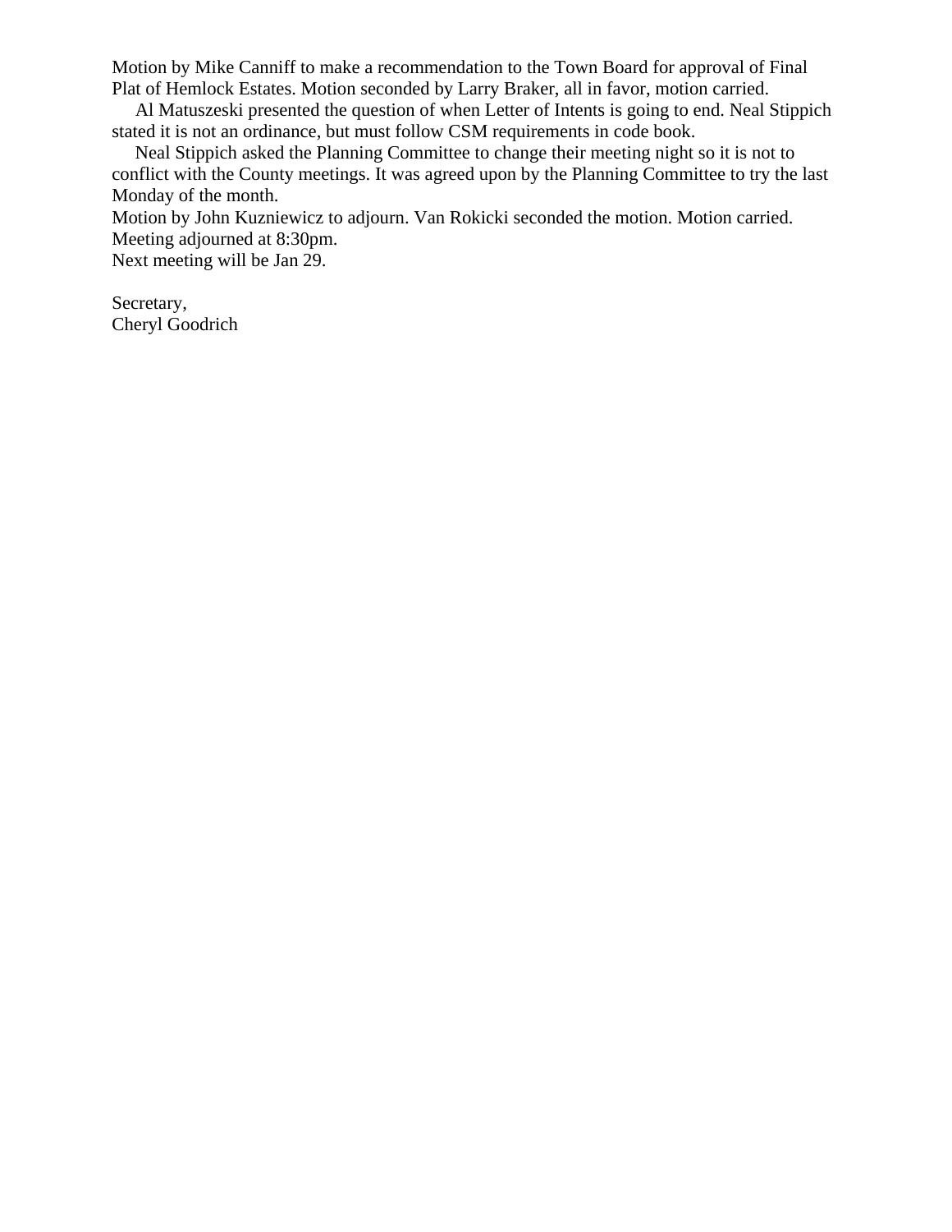Motion by Mike Canniff to make a recommendation to the Town Board for approval of Final Plat of Hemlock Estates. Motion seconded by Larry Braker, all in favor, motion carried.

Al Matuszeski presented the question of when Letter of Intents is going to end. Neal Stippich stated it is not an ordinance, but must follow CSM requirements in code book.

Neal Stippich asked the Planning Committee to change their meeting night so it is not to conflict with the County meetings. It was agreed upon by the Planning Committee to try the last Monday of the month.

Motion by John Kuzniewicz to adjourn. Van Rokicki seconded the motion. Motion carried. Meeting adjourned at 8:30pm.

Next meeting will be Jan 29.

Secretary,
Cheryl Goodrich